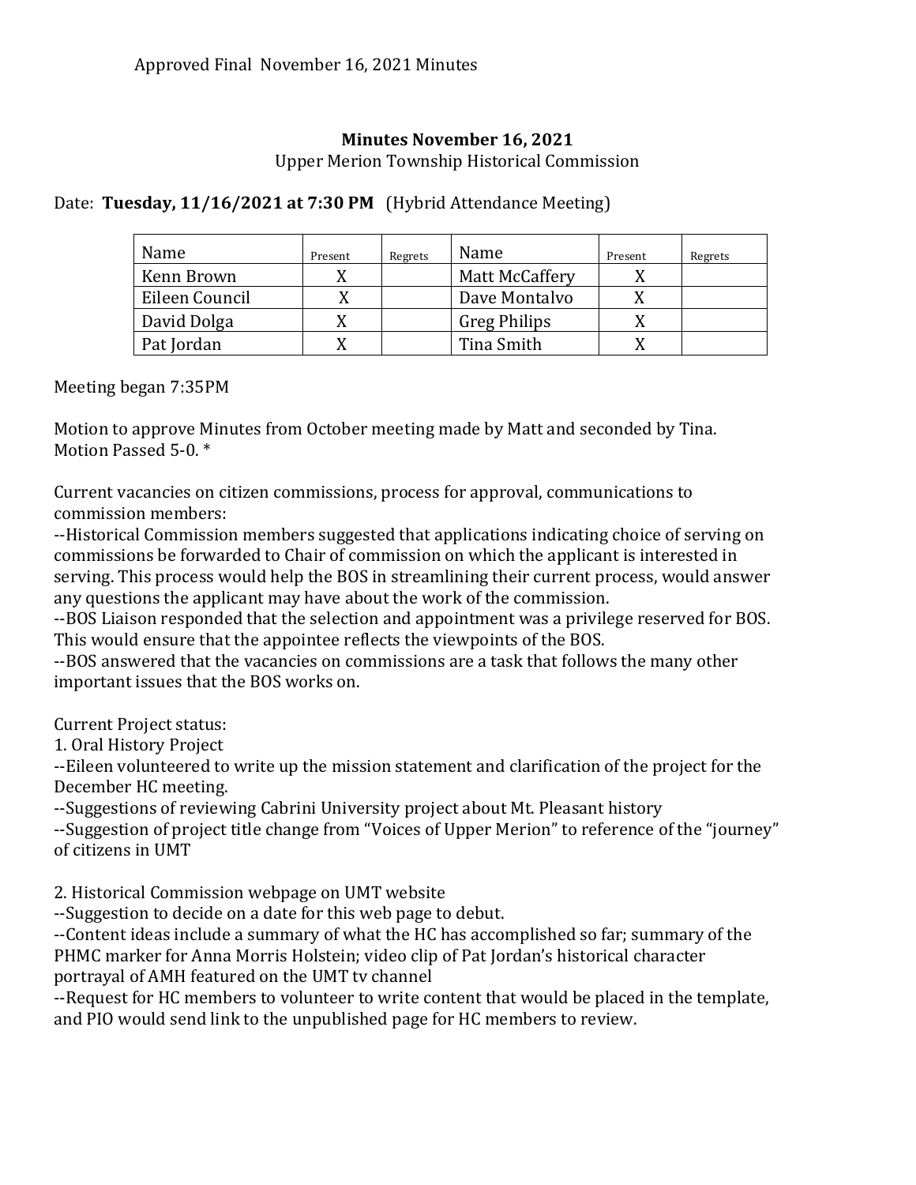Approved Final November 16, 2021 Minutes

**Minutes November 16, 2021**

Upper Merion Township Historical Commission

Date: **Tuesday, 11/16/2021 at 7:30 PM** (Hybrid Attendance Meeting)

| Name | Present | Regrets | Name | Present | Regrets |
|---|---|---|---|---|---|
| Kenn Brown | X | | Matt McCaffery | X | |
| Eileen Council | X | | Dave Montalvo | X | |
| David Dolga | X | | Greg Philips | X | |
| Pat Jordan | X | | Tina Smith | X | |

Meeting began 7:35PM

Motion to approve Minutes from October meeting made by Matt and seconded by Tina. Motion Passed 5-0. *

Current vacancies on citizen commissions, process for approval, communications to commission members:

--Historical Commission members suggested that applications indicating choice of serving on commissions be forwarded to Chair of commission on which the applicant is interested in serving. This process would help the BOS in streamlining their current process, would answer any questions the applicant may have about the work of the commission.

--BOS Liaison responded that the selection and appointment was a privilege reserved for BOS. This would ensure that the appointee reflects the viewpoints of the BOS.

--BOS answered that the vacancies on commissions are a task that follows the many other important issues that the BOS works on.

Current Project status:

1. Oral History Project

--Eileen volunteered to write up the mission statement and clarification of the project for the December HC meeting.

--Suggestions of reviewing Cabrini University project about Mt. Pleasant history

--Suggestion of project title change from "Voices of Upper Merion" to reference of the "journey" of citizens in UMT

2. Historical Commission webpage on UMT website

--Suggestion to decide on a date for this web page to debut.

--Content ideas include a summary of what the HC has accomplished so far; summary of the PHMC marker for Anna Morris Holstein; video clip of Pat Jordan's historical character portrayal of AMH featured on the UMT tv channel

--Request for HC members to volunteer to write content that would be placed in the template, and PIO would send link to the unpublished page for HC members to review.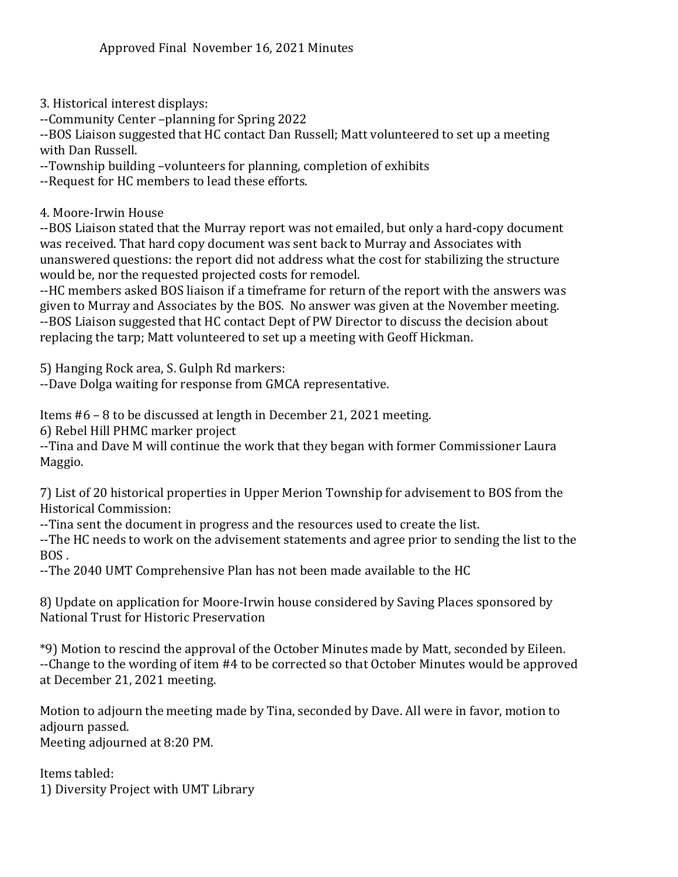Approved Final November 16, 2021 Minutes

3. Historical interest displays:
--Community Center –planning for Spring 2022
--BOS Liaison suggested that HC contact Dan Russell; Matt volunteered to set up a meeting with Dan Russell.
--Township building –volunteers for planning, completion of exhibits
--Request for HC members to lead these efforts.

4. Moore-Irwin House
--BOS Liaison stated that the Murray report was not emailed, but only a hard-copy document was received. That hard copy document was sent back to Murray and Associates with unanswered questions: the report did not address what the cost for stabilizing the structure would be, nor the requested projected costs for remodel.
--HC members asked BOS liaison if a timeframe for return of the report with the answers was given to Murray and Associates by the BOS. No answer was given at the November meeting.
--BOS Liaison suggested that HC contact Dept of PW Director to discuss the decision about replacing the tarp; Matt volunteered to set up a meeting with Geoff Hickman.

5) Hanging Rock area, S. Gulph Rd markers:
--Dave Dolga waiting for response from GMCA representative.

Items #6 – 8 to be discussed at length in December 21, 2021 meeting.
6) Rebel Hill PHMC marker project
--Tina and Dave M will continue the work that they began with former Commissioner Laura Maggio.

7) List of 20 historical properties in Upper Merion Township for advisement to BOS from the Historical Commission:
--Tina sent the document in progress and the resources used to create the list.
--The HC needs to work on the advisement statements and agree prior to sending the list to the BOS .
--The 2040 UMT Comprehensive Plan has not been made available to the HC

8) Update on application for Moore-Irwin house considered by Saving Places sponsored by National Trust for Historic Preservation

*9) Motion to rescind the approval of the October Minutes made by Matt, seconded by Eileen.
--Change to the wording of item #4 to be corrected so that October Minutes would be approved at December 21, 2021 meeting.

Motion to adjourn the meeting made by Tina, seconded by Dave. All were in favor, motion to adjourn passed.
Meeting adjourned at 8:20 PM.

Items tabled:
1) Diversity Project with UMT Library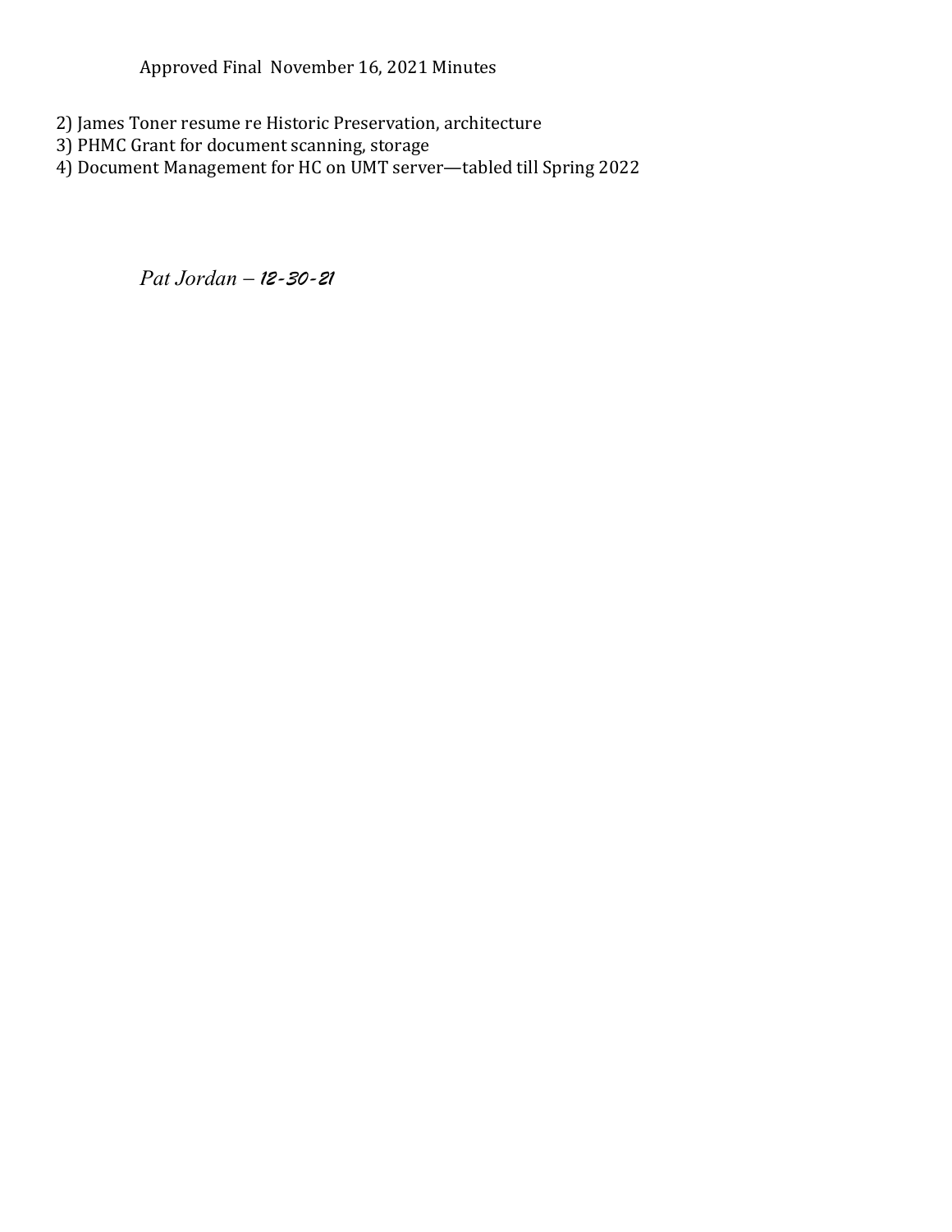2) James Toner resume re Historic Preservation, architecture
3) PHMC Grant for document scanning, storage
4) Document Management for HC on UMT server—tabled till Spring 2022

*Pat Jordan – 12-30-21*